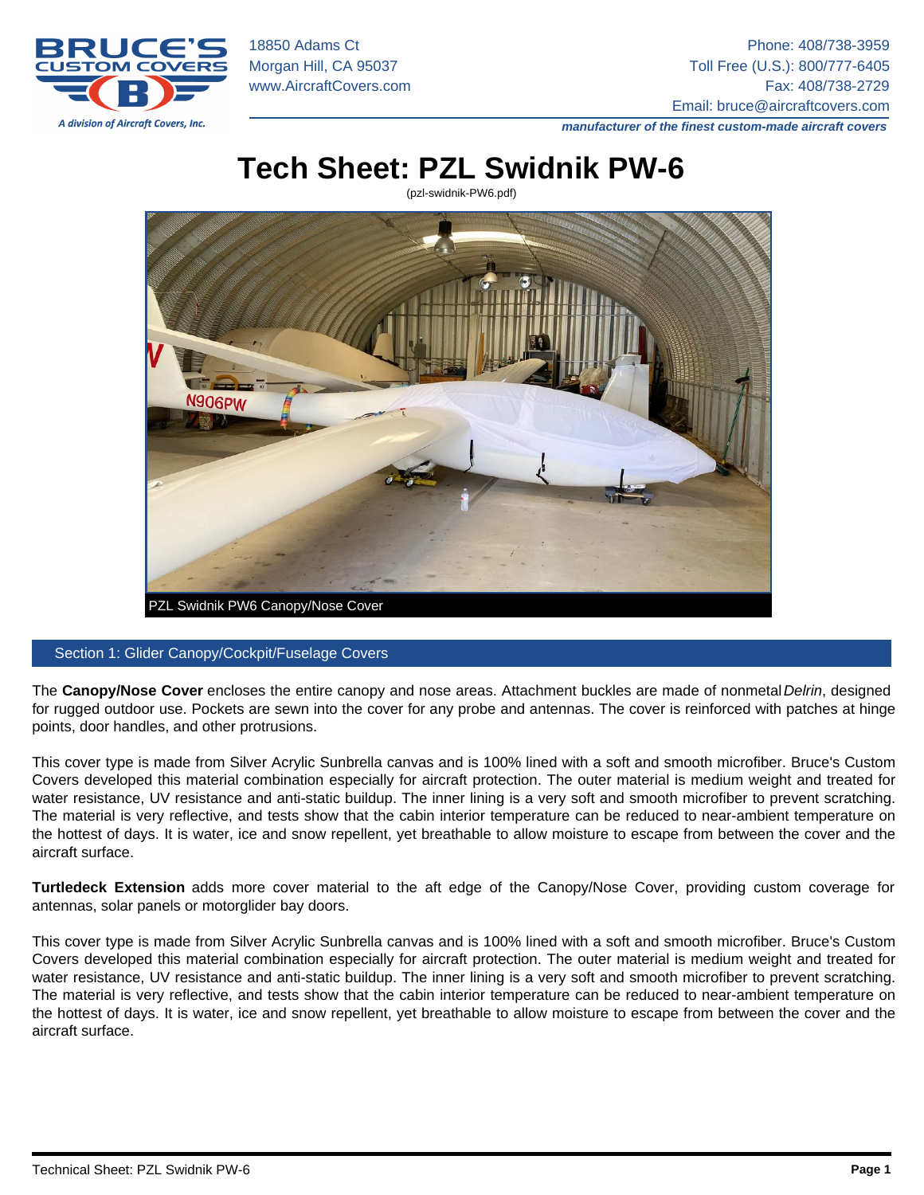18850 Adams Ct
Morgan Hill, CA 95037
www.AircraftCovers.com

Phone: 408/738-3959
Toll Free (U.S.): 800/777-6405
Fax: 408/738-2729
Email: bruce@aircraftcovers.com

***manufacturer of the finest custom-made aircraft covers***

# Tech Sheet: PZL Swidnik PW-6

(pzl-swidnik-PW6.pdf)

PZL Swidnik PW6 Canopy/Nose Cover

## Section 1: Glider Canopy/Cockpit/Fuselage Covers

The **Canopy/Nose Cover** encloses the entire canopy and nose areas. Attachment buckles are made of nonmetal *Delrin*, designed for rugged outdoor use. Pockets are sewn into the cover for any probe and antennas. The cover is reinforced with patches at hinge points, door handles, and other protrusions.

This cover type is made from Silver Acrylic Sunbrella canvas and is 100% lined with a soft and smooth microfiber. Bruce's Custom Covers developed this material combination especially for aircraft protection. The outer material is medium weight and treated for water resistance, UV resistance and anti-static buildup. The inner lining is a very soft and smooth microfiber to prevent scratching. The material is very reflective, and tests show that the cabin interior temperature can be reduced to near-ambient temperature on the hottest of days. It is water, ice and snow repellent, yet breathable to allow moisture to escape from between the cover and the aircraft surface.

**Turtledeck Extension** adds more cover material to the aft edge of the Canopy/Nose Cover, providing custom coverage for antennas, solar panels or motorglider bay doors.

This cover type is made from Silver Acrylic Sunbrella canvas and is 100% lined with a soft and smooth microfiber. Bruce's Custom Covers developed this material combination especially for aircraft protection. The outer material is medium weight and treated for water resistance, UV resistance and anti-static buildup. The inner lining is a very soft and smooth microfiber to prevent scratching. The material is very reflective, and tests show that the cabin interior temperature can be reduced to near-ambient temperature on the hottest of days. It is water, ice and snow repellent, yet breathable to allow moisture to escape from between the cover and the aircraft surface.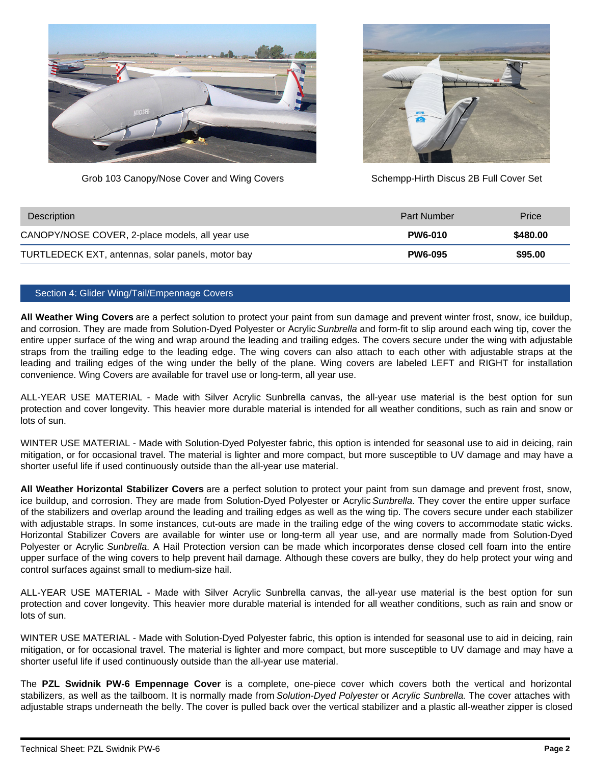Grob 103 Canopy/Nose Cover and Wing Covers

Schempp-Hirth Discus 2B Full Cover Set

| Description | Part Number | Price |
|---|---|---|
| CANOPY/NOSE COVER, 2-place models, all year use | **PW6-010** | **$480.00** |
| TURTLEDECK EXT, antennas, solar panels, motor bay | **PW6-095** | **$95.00** |

## Section 4: Glider Wing/Tail/Empennage Covers

**All Weather Wing Covers** are a perfect solution to protect your paint from sun damage and prevent winter frost, snow, ice buildup, and corrosion. They are made from Solution-Dyed Polyester or Acrylic *Sunbrella* and form-fit to slip around each wing tip, cover the entire upper surface of the wing and wrap around the leading and trailing edges. The covers secure under the wing with adjustable straps from the trailing edge to the leading edge. The wing covers can also attach to each other with adjustable straps at the leading and trailing edges of the wing under the belly of the plane. Wing covers are labeled LEFT and RIGHT for installation convenience. Wing Covers are available for travel use or long-term, all year use.

ALL-YEAR USE MATERIAL - Made with Silver Acrylic Sunbrella canvas, the all-year use material is the best option for sun protection and cover longevity. This heavier more durable material is intended for all weather conditions, such as rain and snow or lots of sun.

WINTER USE MATERIAL - Made with Solution-Dyed Polyester fabric, this option is intended for seasonal use to aid in deicing, rain mitigation, or for occasional travel. The material is lighter and more compact, but more susceptible to UV damage and may have a shorter useful life if used continuously outside than the all-year use material.

**All Weather Horizontal Stabilizer Covers** are a perfect solution to protect your paint from sun damage and prevent frost, snow, ice buildup, and corrosion. They are made from Solution-Dyed Polyester or Acrylic *Sunbrella*. They cover the entire upper surface of the stabilizers and overlap around the leading and trailing edges as well as the wing tip. The covers secure under each stabilizer with adjustable straps. In some instances, cut-outs are made in the trailing edge of the wing covers to accommodate static wicks. Horizontal Stabilizer Covers are available for winter use or long-term all year use, and are normally made from Solution-Dyed Polyester or Acrylic *Sunbrella*. A Hail Protection version can be made which incorporates dense closed cell foam into the entire upper surface of the wing covers to help prevent hail damage. Although these covers are bulky, they do help protect your wing and control surfaces against small to medium-size hail.

ALL-YEAR USE MATERIAL - Made with Silver Acrylic Sunbrella canvas, the all-year use material is the best option for sun protection and cover longevity. This heavier more durable material is intended for all weather conditions, such as rain and snow or lots of sun.

WINTER USE MATERIAL - Made with Solution-Dyed Polyester fabric, this option is intended for seasonal use to aid in deicing, rain mitigation, or for occasional travel. The material is lighter and more compact, but more susceptible to UV damage and may have a shorter useful life if used continuously outside than the all-year use material.

The **PZL Swidnik PW-6 Empennage Cover** is a complete, one-piece cover which covers both the vertical and horizontal stabilizers, as well as the tailboom. It is normally made from *Solution-Dyed Polyester* or *Acrylic Sunbrella*. The cover attaches with adjustable straps underneath the belly. The cover is pulled back over the vertical stabilizer and a plastic all-weather zipper is closed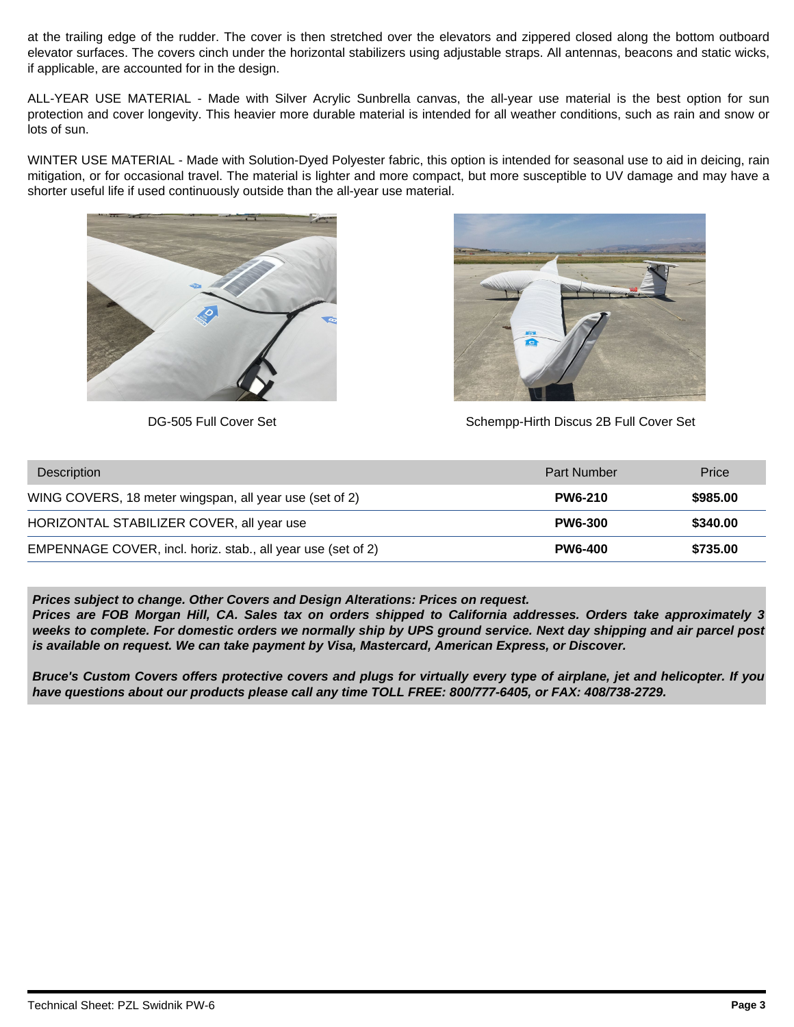at the trailing edge of the rudder. The cover is then stretched over the elevators and zippered closed along the bottom outboard elevator surfaces. The covers cinch under the horizontal stabilizers using adjustable straps. All antennas, beacons and static wicks, if applicable, are accounted for in the design.

ALL-YEAR USE MATERIAL - Made with Silver Acrylic Sunbrella canvas, the all-year use material is the best option for sun protection and cover longevity. This heavier more durable material is intended for all weather conditions, such as rain and snow or lots of sun.

WINTER USE MATERIAL - Made with Solution-Dyed Polyester fabric, this option is intended for seasonal use to aid in deicing, rain mitigation, or for occasional travel. The material is lighter and more compact, but more susceptible to UV damage and may have a shorter useful life if used continuously outside than the all-year use material.

DG-505 Full Cover Set

Schempp-Hirth Discus 2B Full Cover Set

| Description | Part Number | Price |
| --- | --- | --- |
| WING COVERS, 18 meter wingspan, all year use (set of 2) | **PW6-210** | **$985.00** |
| HORIZONTAL STABILIZER COVER, all year use | **PW6-300** | **$340.00** |
| EMPENNAGE COVER, incl. horiz. stab., all year use (set of 2) | **PW6-400** | **$735.00** |

***Prices subject to change. Other Covers and Design Alterations: Prices on request.***
***Prices are FOB Morgan Hill, CA. Sales tax on orders shipped to California addresses. Orders take approximately 3 weeks to complete. For domestic orders we normally ship by UPS ground service. Next day shipping and air parcel post is available on request. We can take payment by Visa, Mastercard, American Express, or Discover.***

***Bruce's Custom Covers offers protective covers and plugs for virtually every type of airplane, jet and helicopter. If you have questions about our products please call any time TOLL FREE: 800/777-6405, or FAX: 408/738-2729.***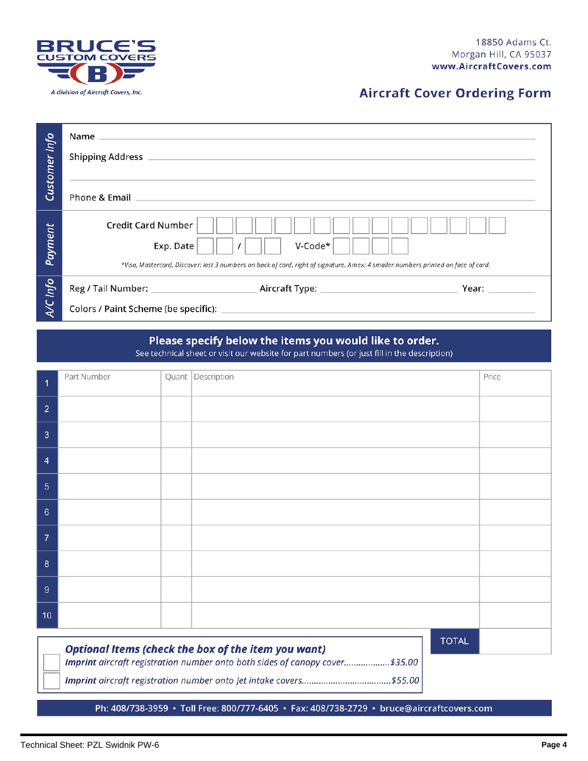**BRUCE'S CUSTOM COVERS**

*A division of Aircraft Covers, Inc.*

18850 Adams Ct.
Morgan Hill, CA 95037
www.AircraftCovers.com

## Aircraft Cover Ordering Form

**Customer Info**

Name ______________________________

Shipping Address ______________________________

______________________________

Phone & Email ______________________________

**Payment**

Credit Card Number ☐☐☐☐☐☐☐☐☐☐☐☐☐☐☐☐

Exp. Date ☐☐ / ☐☐ V-Code* ☐☐☐☐

*\*Visa, Mastercard, Discover: last 3 numbers on back of card, right of signature. Amex: 4 smaller numbers printed on face of card.*

**A/C Info**

Reg / Tail Number: ______________ Aircraft Type: ______________ Year: ________

Colors / Paint Scheme (be specific): ______________________________

### Please specify below the items you would like to order.

See technical sheet or visit our website for part numbers (or just fill in the description)

| | Part Number | Quant | Description | Price |
|---|---|---|---|---|
| 1 | | | | |
| 2 | | | | |
| 3 | | | | |
| 4 | | | | |
| 5 | | | | |
| 6 | | | | |
| 7 | | | | |
| 8 | | | | |
| 9 | | | | |
| 10 | | | | |
| | | | TOTAL | |

***Optional Items (check the box of the item you want)***

- ☐ ***Imprint*** *aircraft registration number onto both sides of canopy cover..................$35.00*
- ☐ ***Imprint*** *aircraft registration number onto Jet intake covers........................................$55.00*

**Ph: 408/738-3959 • Toll Free: 800/777-6405 • Fax: 408/738-2729 • bruce@aircraftcovers.com**